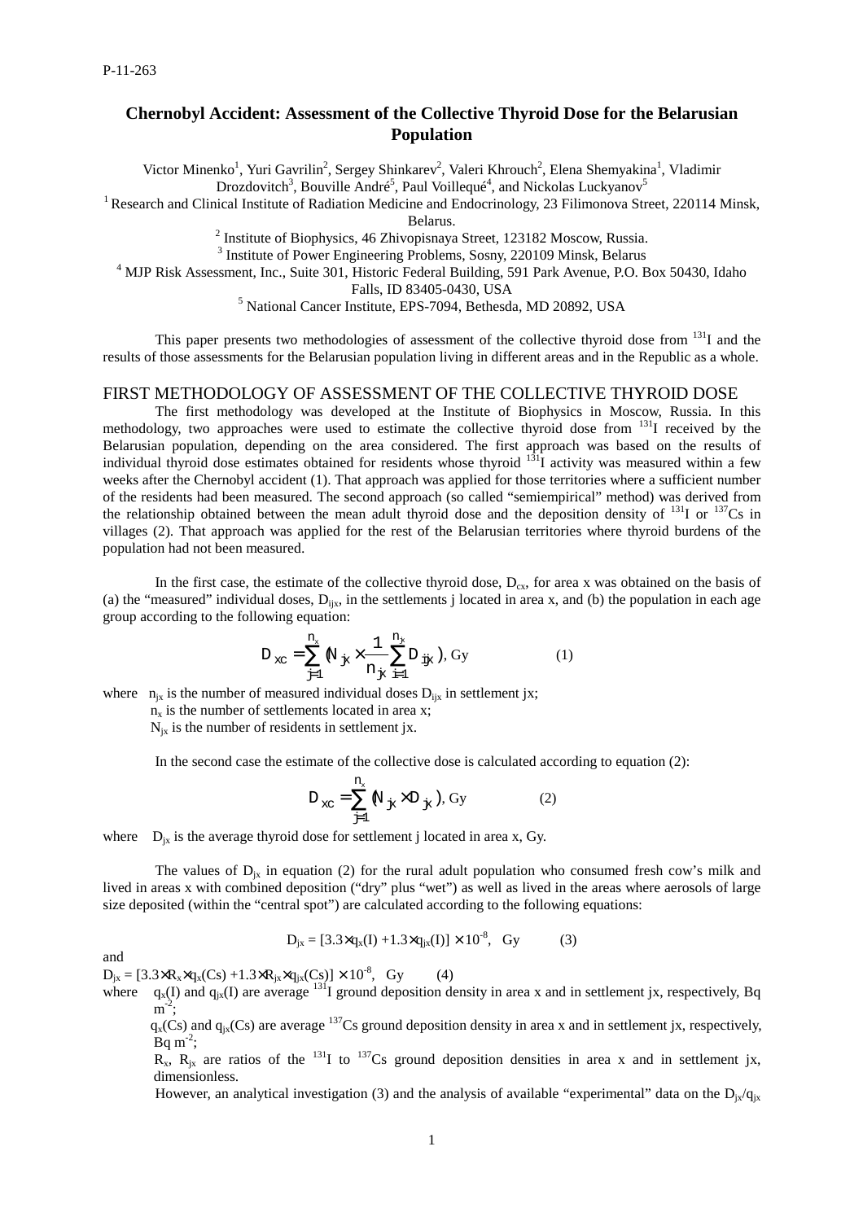P-11-263

# Chernobyl Accident: Assessment of the Collective Thyroid Dose for the Belarusian Population

Victor Minenko[1], Yuri Gavrilin[2], Sergey Shinkarev[2], Valeri Khrouch[2], Elena Shemyakina[1], Vladimir Drozdovitch[3], Bouville André[5], Paul Voillequé[4], and Nickolas Luckyanov[5]

[1] Research and Clinical Institute of Radiation Medicine and Endocrinology, 23 Filimonova Street, 220114 Minsk, Belarus.

[2] Institute of Biophysics, 46 Zhivopisnaya Street, 123182 Moscow, Russia.

[3] Institute of Power Engineering Problems, Sosny, 220109 Minsk, Belarus

[4] MJP Risk Assessment, Inc., Suite 301, Historic Federal Building, 591 Park Avenue, P.O. Box 50430, Idaho Falls, ID 83405-0430, USA

[5] National Cancer Institute, EPS-7094, Bethesda, MD 20892, USA

This paper presents two methodologies of assessment of the collective thyroid dose from $^{131}I$ and the results of those assessments for the Belarusian population living in different areas and in the Republic as a whole.

## FIRST METHODOLOGY OF ASSESSMENT OF THE COLLECTIVE THYROID DOSE

The first methodology was developed at the Institute of Biophysics in Moscow, Russia. In this methodology, two approaches were used to estimate the collective thyroid dose from $^{131}I$ received by the Belarusian population, depending on the area considered. The first approach was based on the results of individual thyroid dose estimates obtained for residents whose thyroid $^{131}I$ activity was measured within a few weeks after the Chernobyl accident (1). That approach was applied for those territories where a sufficient number of the residents had been measured. The second approach (so called "semiempirical" method) was derived from the relationship obtained between the mean adult thyroid dose and the deposition density of $^{131}I$ or $^{137}Cs$ in villages (2). That approach was applied for the rest of the Belarusian territories where thyroid burdens of the population had not been measured.

In the first case, the estimate of the collective thyroid dose, $D_{cx}$, for area x was obtained on the basis of (a) the "measured" individual doses, $D_{ijx}$, in the settlements j located in area x, and (b) the population in each age group according to the following equation:

$$D_{xc} = \sum_{j=1}^{n_x} \left( N_{jx} \times \frac{1}{n_{jx}} \sum_{i=1}^{n_{jx}} D_{ijx} \right), \text{ Gy} \qquad (1)$$

where $n_{jx}$ is the number of measured individual doses $D_{ijx}$ in settlement jx;
$n_x$ is the number of settlements located in area x;
$N_{jx}$ is the number of residents in settlement jx.

In the second case the estimate of the collective dose is calculated according to equation (2):

$$D_{xc} = \sum_{j=1}^{n_x} \left( N_{jx} \times D_{jx} \right), \text{ Gy} \qquad (2)$$

where $D_{jx}$ is the average thyroid dose for settlement j located in area x, Gy.

The values of $D_{jx}$ in equation (2) for the rural adult population who consumed fresh cow's milk and lived in areas x with combined deposition ("dry" plus "wet") as well as lived in the areas where aerosols of large size deposited (within the "central spot") are calculated according to the following equations:

$$D_{jx} = [3.3 \times q_x(I) + 1.3 \times q_{jx}(I)] \times 10^{-8}, \text{ Gy} \qquad (3)$$

and

$$D_{jx} = [3.3 \times R_x \times q_x(Cs) + 1.3 \times R_{jx} \times q_{jx}(Cs)] \times 10^{-8}, \text{ Gy} \qquad (4)$$

where $q_x(I)$ and $q_{jx}(I)$ are average $^{131}I$ ground deposition density in area x and in settlement jx, respectively, Bq $m^{-2}$;
$q_x(Cs)$ and $q_{jx}(Cs)$ are average $^{137}Cs$ ground deposition density in area x and in settlement jx, respectively, Bq $m^{-2}$;
$R_x$, $R_{jx}$ are ratios of the $^{131}I$ to $^{137}Cs$ ground deposition densities in area x and in settlement jx, dimensionless.

However, an analytical investigation (3) and the analysis of available "experimental" data on the $D_{jx}/q_{jx}$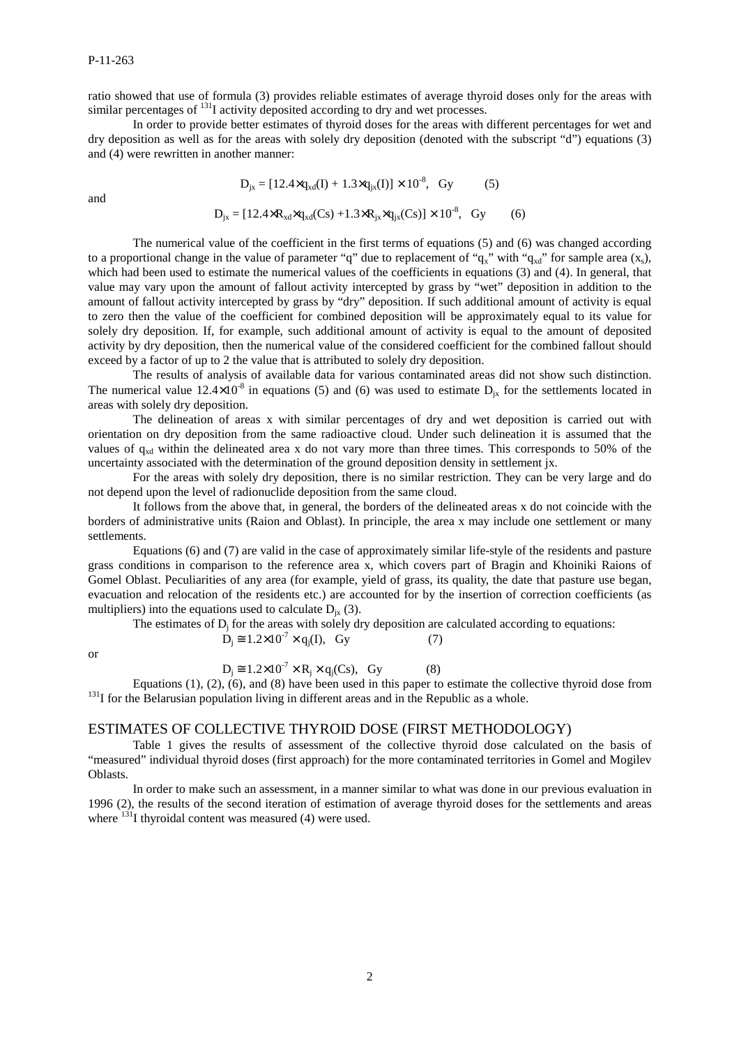ratio showed that use of formula (3) provides reliable estimates of average thyroid doses only for the areas with similar percentages of $^{131}$I activity deposited according to dry and wet processes.

In order to provide better estimates of thyroid doses for the areas with different percentages for wet and dry deposition as well as for the areas with solely dry deposition (denoted with the subscript "d") equations (3) and (4) were rewritten in another manner:

$$D_{jx} = [12.4 \times q_{xd}(I) + 1.3 \times q_{jx}(I)] \times 10^{-8}, \quad Gy \qquad (5)$$

and

$$D_{jx} = [12.4 \times R_{xd} \times q_{xd}(Cs) + 1.3 \times R_{jx} \times q_{jx}(Cs)] \times 10^{-8}, \quad Gy \qquad (6)$$

The numerical value of the coefficient in the first terms of equations (5) and (6) was changed according to a proportional change in the value of parameter "q" due to replacement of "$q_x$" with "$q_{xd}$" for sample area ($x_s$), which had been used to estimate the numerical values of the coefficients in equations (3) and (4). In general, that value may vary upon the amount of fallout activity intercepted by grass by "wet" deposition in addition to the amount of fallout activity intercepted by grass by "dry" deposition. If such additional amount of activity is equal to zero then the value of the coefficient for combined deposition will be approximately equal to its value for solely dry deposition. If, for example, such additional amount of activity is equal to the amount of deposited activity by dry deposition, then the numerical value of the considered coefficient for the combined fallout should exceed by a factor of up to 2 the value that is attributed to solely dry deposition.

The results of analysis of available data for various contaminated areas did not show such distinction. The numerical value $12.4 \times 10^{-8}$ in equations (5) and (6) was used to estimate $D_{jx}$ for the settlements located in areas with solely dry deposition.

The delineation of areas x with similar percentages of dry and wet deposition is carried out with orientation on dry deposition from the same radioactive cloud. Under such delineation it is assumed that the values of $q_{xd}$ within the delineated area x do not vary more than three times. This corresponds to 50% of the uncertainty associated with the determination of the ground deposition density in settlement jx.

For the areas with solely dry deposition, there is no similar restriction. They can be very large and do not depend upon the level of radionuclide deposition from the same cloud.

It follows from the above that, in general, the borders of the delineated areas x do not coincide with the borders of administrative units (Raion and Oblast). In principle, the area x may include one settlement or many settlements.

Equations (6) and (7) are valid in the case of approximately similar life-style of the residents and pasture grass conditions in comparison to the reference area x, which covers part of Bragin and Khoiniki Raions of Gomel Oblast. Peculiarities of any area (for example, yield of grass, its quality, the date that pasture use began, evacuation and relocation of the residents etc.) are accounted for by the insertion of correction coefficients (as multipliers) into the equations used to calculate $D_{jx}$ (3).

The estimates of $D_j$ for the areas with solely dry deposition are calculated according to equations:

$$D_j \cong 1.2 \times 10^{-7} \times q_j(I), \quad Gy \qquad (7)$$

or

$$D_j \cong 1.2 \times 10^{-7} \times R_j \times q_j(Cs), \quad Gy \qquad (8)$$

Equations (1), (2), (6), and (8) have been used in this paper to estimate the collective thyroid dose from $^{131}$I for the Belarusian population living in different areas and in the Republic as a whole.

## ESTIMATES OF COLLECTIVE THYROID DOSE (FIRST METHODOLOGY)

Table 1 gives the results of assessment of the collective thyroid dose calculated on the basis of "measured" individual thyroid doses (first approach) for the more contaminated territories in Gomel and Mogilev Oblasts.

In order to make such an assessment, in a manner similar to what was done in our previous evaluation in 1996 (2), the results of the second iteration of estimation of average thyroid doses for the settlements and areas where $^{131}$I thyroidal content was measured (4) were used.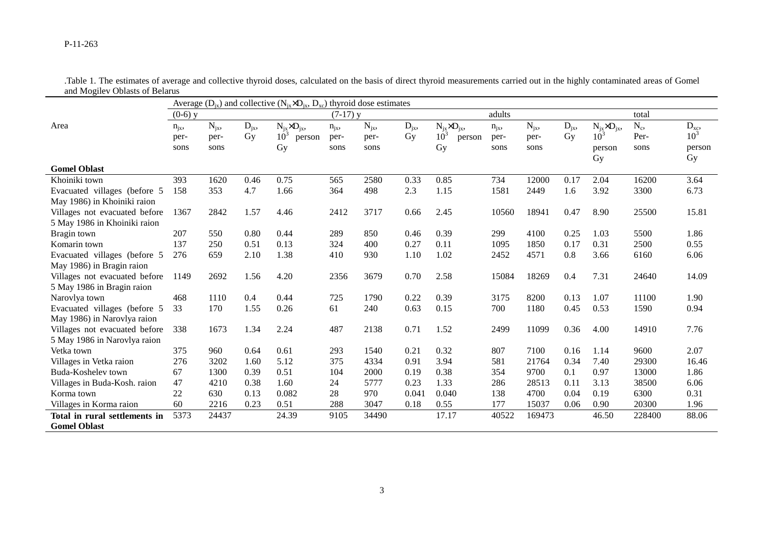.Table 1. The estimates of average and collective thyroid doses, calculated on the basis of direct thyroid measurements carried out in the highly contaminated areas of Gomel and Mogilev Oblasts of Belarus

| Area | Average ($D_{jx}$) and collective ($N_{jx} \times D_{jx}$, $D_{xc}$) thyroid dose estimates | | | | | | | | | | | | | |
|---|---|---|---|---|---|---|---|---|---|---|---|---|---|---|
| | (0-6) y | | | | (7-17) y | | | | adults | | | | total | |
| | $n_{jx}$, persons | $N_{jx}$, persons | $D_{jx}$, Gy | $N_{jx} \times D_{jx}$, $10^3$ person Gy | $n_{jx}$, persons | $N_{jx}$, persons | $D_{jx}$, Gy | $N_{jx} \times D_{jx}$, $10^3$ person Gy | $n_{jx}$, persons | $N_{jx}$, persons | $D_{jx}$, Gy | $N_{jx} \times D_{jx}$, $10^3$ person Gy | $N_c$, Persons | $D_{xc}$, $10^3$ person Gy |
| **Gomel Oblast** | | | | | | | | | | | | | | |
| Khoiniki town | 393 | 1620 | 0.46 | 0.75 | 565 | 2580 | 0.33 | 0.85 | 734 | 12000 | 0.17 | 2.04 | 16200 | 3.64 |
| Evacuated villages (before 5 May 1986) in Khoiniki raion | 158 | 353 | 4.7 | 1.66 | 364 | 498 | 2.3 | 1.15 | 1581 | 2449 | 1.6 | 3.92 | 3300 | 6.73 |
| Villages not evacuated before 5 May 1986 in Khoiniki raion | 1367 | 2842 | 1.57 | 4.46 | 2412 | 3717 | 0.66 | 2.45 | 10560 | 18941 | 0.47 | 8.90 | 25500 | 15.81 |
| Bragin town | 207 | 550 | 0.80 | 0.44 | 289 | 850 | 0.46 | 0.39 | 299 | 4100 | 0.25 | 1.03 | 5500 | 1.86 |
| Komarin town | 137 | 250 | 0.51 | 0.13 | 324 | 400 | 0.27 | 0.11 | 1095 | 1850 | 0.17 | 0.31 | 2500 | 0.55 |
| Evacuated villages (before 5 May 1986) in Bragin raion | 276 | 659 | 2.10 | 1.38 | 410 | 930 | 1.10 | 1.02 | 2452 | 4571 | 0.8 | 3.66 | 6160 | 6.06 |
| Villages not evacuated before 5 May 1986 in Bragin raion | 1149 | 2692 | 1.56 | 4.20 | 2356 | 3679 | 0.70 | 2.58 | 15084 | 18269 | 0.4 | 7.31 | 24640 | 14.09 |
| Narovlya town | 468 | 1110 | 0.4 | 0.44 | 725 | 1790 | 0.22 | 0.39 | 3175 | 8200 | 0.13 | 1.07 | 11100 | 1.90 |
| Evacuated villages (before 5 May 1986) in Narovlya raion | 33 | 170 | 1.55 | 0.26 | 61 | 240 | 0.63 | 0.15 | 700 | 1180 | 0.45 | 0.53 | 1590 | 0.94 |
| Villages not evacuated before 5 May 1986 in Narovlya raion | 338 | 1673 | 1.34 | 2.24 | 487 | 2138 | 0.71 | 1.52 | 2499 | 11099 | 0.36 | 4.00 | 14910 | 7.76 |
| Vetka town | 375 | 960 | 0.64 | 0.61 | 293 | 1540 | 0.21 | 0.32 | 807 | 7100 | 0.16 | 1.14 | 9600 | 2.07 |
| Villages in Vetka raion | 276 | 3202 | 1.60 | 5.12 | 375 | 4334 | 0.91 | 3.94 | 581 | 21764 | 0.34 | 7.40 | 29300 | 16.46 |
| Buda-Koshelev town | 67 | 1300 | 0.39 | 0.51 | 104 | 2000 | 0.19 | 0.38 | 354 | 9700 | 0.1 | 0.97 | 13000 | 1.86 |
| Villages in Buda-Kosh. raion | 47 | 4210 | 0.38 | 1.60 | 24 | 5777 | 0.23 | 1.33 | 286 | 28513 | 0.11 | 3.13 | 38500 | 6.06 |
| Korma town | 22 | 630 | 0.13 | 0.082 | 28 | 970 | 0.041 | 0.040 | 138 | 4700 | 0.04 | 0.19 | 6300 | 0.31 |
| Villages in Korma raion | 60 | 2216 | 0.23 | 0.51 | 288 | 3047 | 0.18 | 0.55 | 177 | 15037 | 0.06 | 0.90 | 20300 | 1.96 |
| **Total in rural settlements in Gomel Oblast** | 5373 | 24437 | | 24.39 | 9105 | 34490 | | 17.17 | 40522 | 169473 | | 46.50 | 228400 | 88.06 |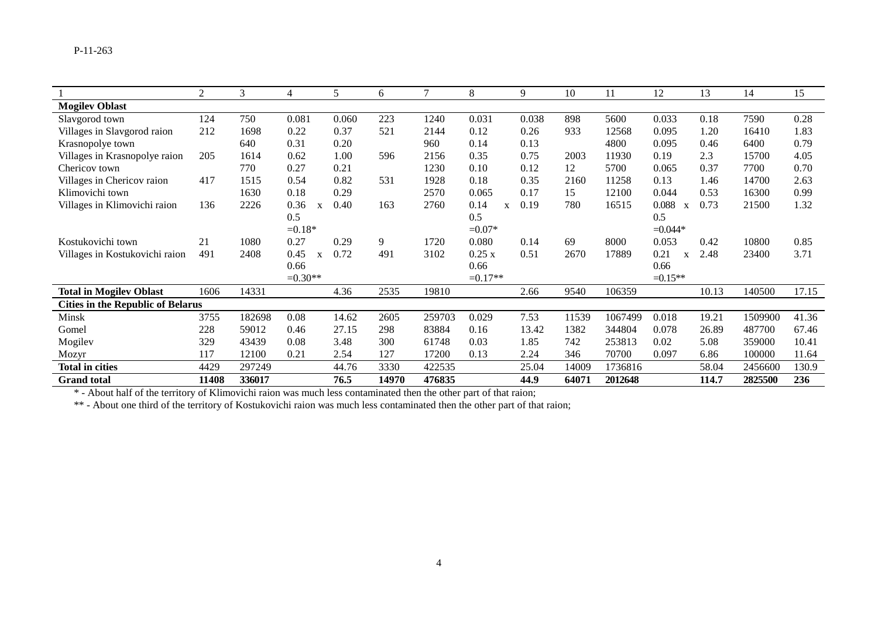P-11-263

| 1 | 2 | 3 | 4 | 5 | 6 | 7 | 8 | 9 | 10 | 11 | 12 | 13 | 14 | 15 |
|---|---|---|---|---|---|---|---|---|---|---|---|---|---|---|
| **Mogilev Oblast** | | | | | | | | | | | | | | |
| Slavgorod town | 124 | 750 | 0.081 | 0.060 | 223 | 1240 | 0.031 | 0.038 | 898 | 5600 | 0.033 | 0.18 | 7590 | 0.28 |
| Villages in Slavgorod raion | 212 | 1698 | 0.22 | 0.37 | 521 | 2144 | 0.12 | 0.26 | 933 | 12568 | 0.095 | 1.20 | 16410 | 1.83 |
| Krasnopolye town | | 640 | 0.31 | 0.20 | | 960 | 0.14 | 0.13 | | 4800 | 0.095 | 0.46 | 6400 | 0.79 |
| Villages in Krasnopolye raion | 205 | 1614 | 0.62 | 1.00 | 596 | 2156 | 0.35 | 0.75 | 2003 | 11930 | 0.19 | 2.3 | 15700 | 4.05 |
| Chericov town | | 770 | 0.27 | 0.21 | | 1230 | 0.10 | 0.12 | 12 | 5700 | 0.065 | 0.37 | 7700 | 0.70 |
| Villages in Chericov raion | 417 | 1515 | 0.54 | 0.82 | 531 | 1928 | 0.18 | 0.35 | 2160 | 11258 | 0.13 | 1.46 | 14700 | 2.63 |
| Klimovichi town | | 1630 | 0.18 | 0.29 | | 2570 | 0.065 | 0.17 | 15 | 12100 | 0.044 | 0.53 | 16300 | 0.99 |
| Villages in Klimovichi raion | 136 | 2226 | 0.36 x 0.5 =0.18* | 0.40 | 163 | 2760 | 0.14 x 0.5 =0.07* | 0.19 | 780 | 16515 | 0.088 x 0.5 =0.044* | 0.73 | 21500 | 1.32 |
| Kostukovichi town | 21 | 1080 | 0.27 | 0.29 | 9 | 1720 | 0.080 | 0.14 | 69 | 8000 | 0.053 | 0.42 | 10800 | 0.85 |
| Villages in Kostukovichi raion | 491 | 2408 | 0.45 x 0.66 =0.30** | 0.72 | 491 | 3102 | 0.25 x 0.66 =0.17** | 0.51 | 2670 | 17889 | 0.21 x 0.66 =0.15** | 2.48 | 23400 | 3.71 |
| **Total in Mogilev Oblast** | 1606 | 14331 | | 4.36 | 2535 | 19810 | | 2.66 | 9540 | 106359 | | 10.13 | 140500 | 17.15 |
| **Cities in the Republic of Belarus** | | | | | | | | | | | | | | |
| Minsk | 3755 | 182698 | 0.08 | 14.62 | 2605 | 259703 | 0.029 | 7.53 | 11539 | 1067499 | 0.018 | 19.21 | 1509900 | 41.36 |
| Gomel | 228 | 59012 | 0.46 | 27.15 | 298 | 83884 | 0.16 | 13.42 | 1382 | 344804 | 0.078 | 26.89 | 487700 | 67.46 |
| Mogilev | 329 | 43439 | 0.08 | 3.48 | 300 | 61748 | 0.03 | 1.85 | 742 | 253813 | 0.02 | 5.08 | 359000 | 10.41 |
| Mozyr | 117 | 12100 | 0.21 | 2.54 | 127 | 17200 | 0.13 | 2.24 | 346 | 70700 | 0.097 | 6.86 | 100000 | 11.64 |
| **Total in cities** | 4429 | 297249 | | 44.76 | 3330 | 422535 | | 25.04 | 14009 | 1736816 | | 58.04 | 2456600 | 130.9 |
| **Grand total** | **11408** | **336017** | | **76.5** | **14970** | **476835** | | **44.9** | **64071** | **2012648** | | **114.7** | **2825500** | **236** |

\* - About half of the territory of Klimovichi raion was much less contaminated then the other part of that raion;

** - About one third of the territory of Kostukovichi raion was much less contaminated then the other part of that raion;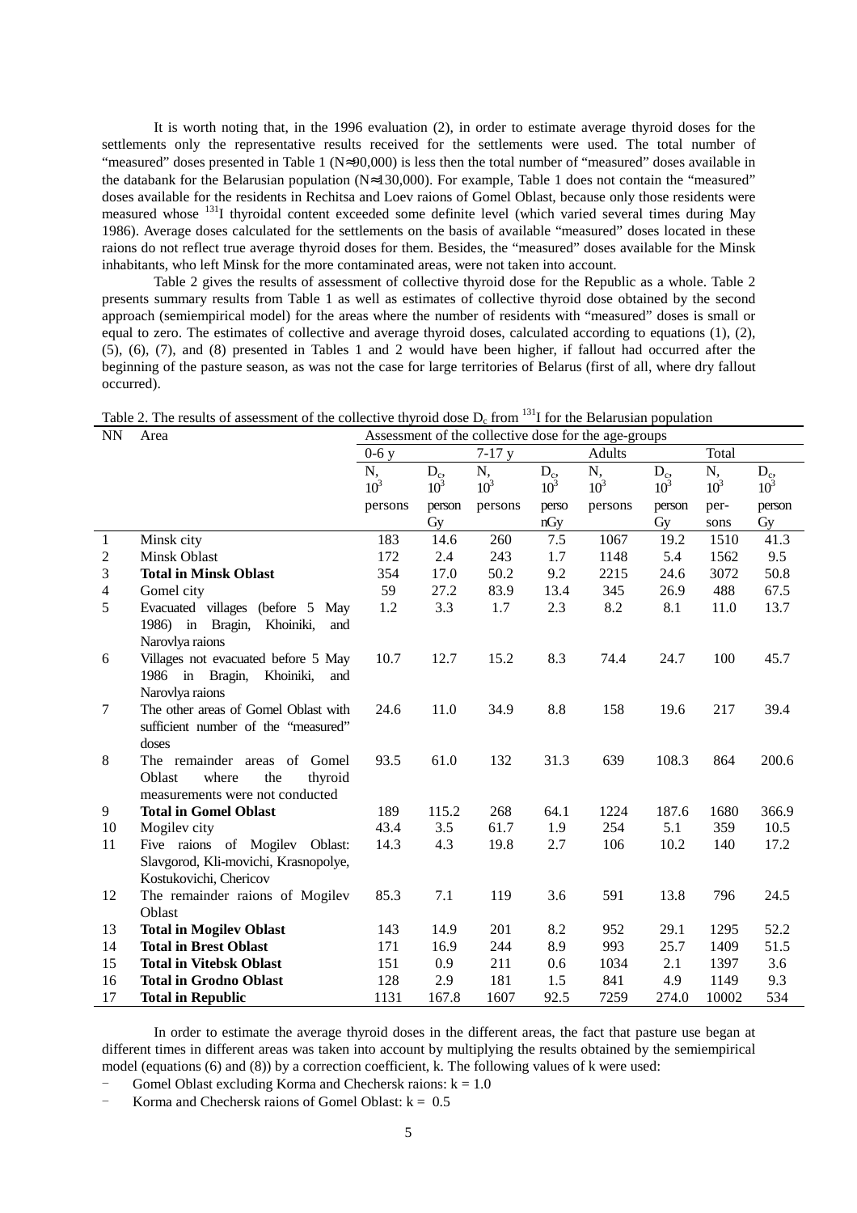It is worth noting that, in the 1996 evaluation (2), in order to estimate average thyroid doses for the settlements only the representative results received for the settlements were used. The total number of "measured" doses presented in Table 1 (N≈90,000) is less then the total number of "measured" doses available in the databank for the Belarusian population (N≈130,000). For example, Table 1 does not contain the "measured" doses available for the residents in Rechitsa and Loev raions of Gomel Oblast, because only those residents were measured whose $^{131}I$ thyroidal content exceeded some definite level (which varied several times during May 1986). Average doses calculated for the settlements on the basis of available "measured" doses located in these raions do not reflect true average thyroid doses for them. Besides, the "measured" doses available for the Minsk inhabitants, who left Minsk for the more contaminated areas, were not taken into account.

Table 2 gives the results of assessment of collective thyroid dose for the Republic as a whole. Table 2 presents summary results from Table 1 as well as estimates of collective thyroid dose obtained by the second approach (semiempirical model) for the areas where the number of residents with "measured" doses is small or equal to zero. The estimates of collective and average thyroid doses, calculated according to equations (1), (2), (5), (6), (7), and (8) presented in Tables 1 and 2 would have been higher, if fallout had occurred after the beginning of the pasture season, as was not the case for large territories of Belarus (first of all, where dry fallout occurred).

Table 2. The results of assessment of the collective thyroid dose $D_c$ from $^{131}I$ for the Belarusian population

| NN | Area | Assessment of the collective dose for the age-groups | | | | | | | |
|---|---|---|---|---|---|---|---|---|---|
| | | 0-6 y | | 7-17 y | | Adults | | Total | |
| | | N, $10^3$ persons | $D_c$, $10^3$ person Gy | N, $10^3$ persons | $D_c$, $10^3$ person Gy | N, $10^3$ persons | $D_c$, $10^3$ person Gy | N, $10^3$ persons | $D_c$, $10^3$ person Gy |
| 1 | Minsk city | 183 | 14.6 | 260 | 7.5 | 1067 | 19.2 | 1510 | 41.3 |
| 2 | Minsk Oblast | 172 | 2.4 | 243 | 1.7 | 1148 | 5.4 | 1562 | 9.5 |
| 3 | **Total in Minsk Oblast** | 354 | 17.0 | 50.2 | 9.2 | 2215 | 24.6 | 3072 | 50.8 |
| 4 | Gomel city | 59 | 27.2 | 83.9 | 13.4 | 345 | 26.9 | 488 | 67.5 |
| 5 | Evacuated villages (before 5 May 1986) in Bragin, Khoiniki, and Narovlya raions | 1.2 | 3.3 | 1.7 | 2.3 | 8.2 | 8.1 | 11.0 | 13.7 |
| 6 | Villages not evacuated before 5 May 1986 in Bragin, Khoiniki, and Narovlya raions | 10.7 | 12.7 | 15.2 | 8.3 | 74.4 | 24.7 | 100 | 45.7 |
| 7 | The other areas of Gomel Oblast with sufficient number of the "measured" doses | 24.6 | 11.0 | 34.9 | 8.8 | 158 | 19.6 | 217 | 39.4 |
| 8 | The remainder areas of Gomel Oblast where the thyroid measurements were not conducted | 93.5 | 61.0 | 132 | 31.3 | 639 | 108.3 | 864 | 200.6 |
| 9 | **Total in Gomel Oblast** | 189 | 115.2 | 268 | 64.1 | 1224 | 187.6 | 1680 | 366.9 |
| 10 | Mogilev city | 43.4 | 3.5 | 61.7 | 1.9 | 254 | 5.1 | 359 | 10.5 |
| 11 | Five raions of Mogilev Oblast: Slavgorod, Kli-movichi, Krasnopolye, Kostukovichi, Chericov | 14.3 | 4.3 | 19.8 | 2.7 | 106 | 10.2 | 140 | 17.2 |
| 12 | The remainder raions of Mogilev Oblast | 85.3 | 7.1 | 119 | 3.6 | 591 | 13.8 | 796 | 24.5 |
| 13 | **Total in Mogilev Oblast** | 143 | 14.9 | 201 | 8.2 | 952 | 29.1 | 1295 | 52.2 |
| 14 | **Total in Brest Oblast** | 171 | 16.9 | 244 | 8.9 | 993 | 25.7 | 1409 | 51.5 |
| 15 | **Total in Vitebsk Oblast** | 151 | 0.9 | 211 | 0.6 | 1034 | 2.1 | 1397 | 3.6 |
| 16 | **Total in Grodno Oblast** | 128 | 2.9 | 181 | 1.5 | 841 | 4.9 | 1149 | 9.3 |
| 17 | **Total in Republic** | 1131 | 167.8 | 1607 | 92.5 | 7259 | 274.0 | 10002 | 534 |

In order to estimate the average thyroid doses in the different areas, the fact that pasture use began at different times in different areas was taken into account by multiplying the results obtained by the semiempirical model (equations (6) and (8)) by a correction coefficient, k. The following values of k were used:

- Gomel Oblast excluding Korma and Chechersk raions: k = 1.0
- Korma and Chechersk raions of Gomel Oblast: k = 0.5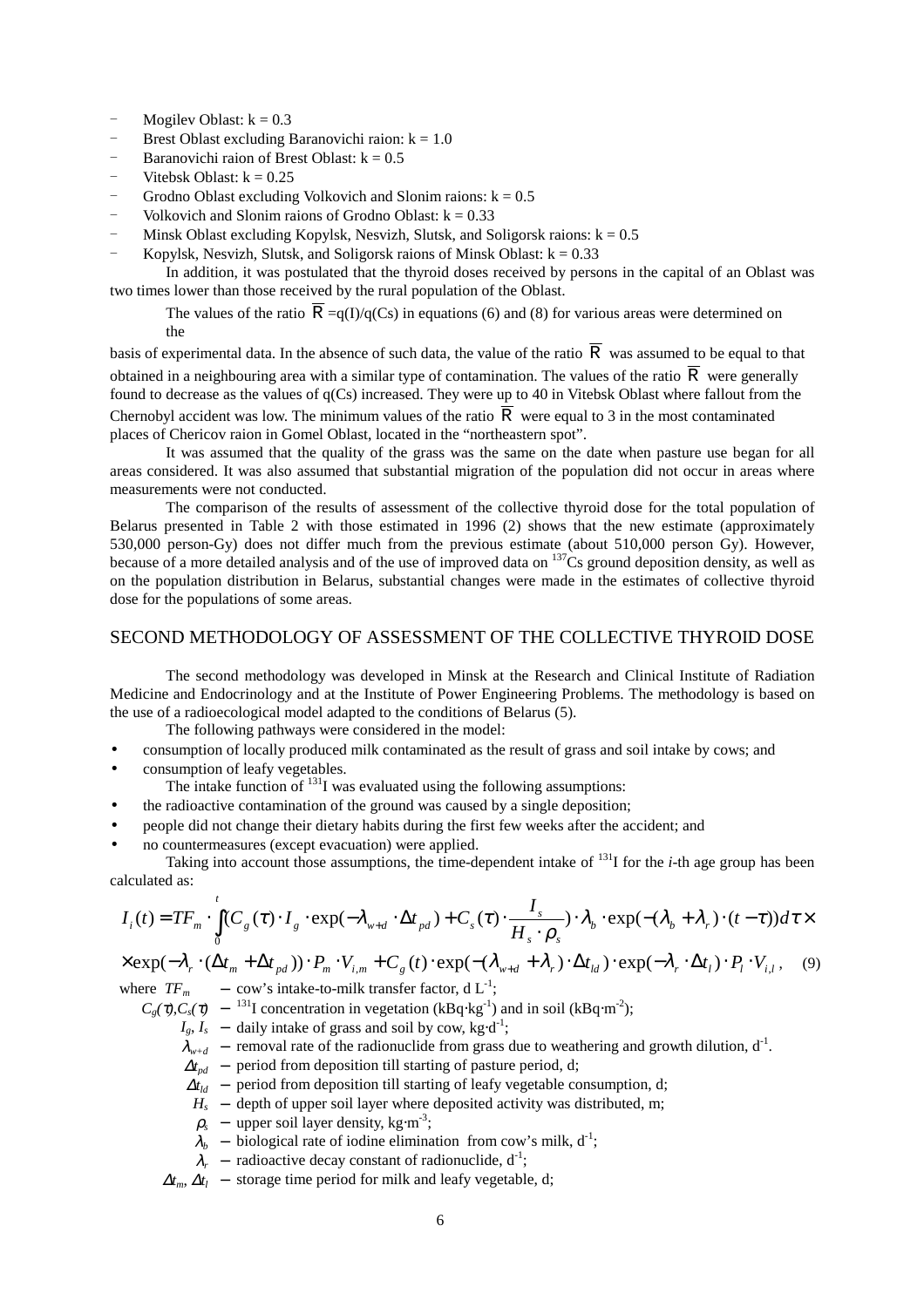- Mogilev Oblast: k = 0.3
- Brest Oblast excluding Baranovichi raion: k = 1.0
- Baranovichi raion of Brest Oblast: k = 0.5
- Vitebsk Oblast: k = 0.25
- Grodno Oblast excluding Volkovich and Slonim raions: k = 0.5
- Volkovich and Slonim raions of Grodno Oblast: k = 0.33
- Minsk Oblast excluding Kopylsk, Nesvizh, Slutsk, and Soligorsk raions: k = 0.5
- Kopylsk, Nesvizh, Slutsk, and Soligorsk raions of Minsk Oblast: k = 0.33

In addition, it was postulated that the thyroid doses received by persons in the capital of an Oblast was two times lower than those received by the rural population of the Oblast.

The values of the ratio $\overline{R}$ =q(I)/q(Cs) in equations (6) and (8) for various areas were determined on the basis of experimental data. In the absence of such data, the value of the ratio $\overline{R}$ was assumed to be equal to that obtained in a neighbouring area with a similar type of contamination. The values of the ratio $\overline{R}$ were generally found to decrease as the values of q(Cs) increased. They were up to 40 in Vitebsk Oblast where fallout from the Chernobyl accident was low. The minimum values of the ratio $\overline{R}$ were equal to 3 in the most contaminated places of Chericov raion in Gomel Oblast, located in the "northeastern spot".

It was assumed that the quality of the grass was the same on the date when pasture use began for all areas considered. It was also assumed that substantial migration of the population did not occur in areas where measurements were not conducted.

The comparison of the results of assessment of the collective thyroid dose for the total population of Belarus presented in Table 2 with those estimated in 1996 (2) shows that the new estimate (approximately 530,000 person-Gy) does not differ much from the previous estimate (about 510,000 person Gy). However, because of a more detailed analysis and of the use of improved data on $^{137}$Cs ground deposition density, as well as on the population distribution in Belarus, substantial changes were made in the estimates of collective thyroid dose for the populations of some areas.

## SECOND METHODOLOGY OF ASSESSMENT OF THE COLLECTIVE THYROID DOSE

The second methodology was developed in Minsk at the Research and Clinical Institute of Radiation Medicine and Endocrinology and at the Institute of Power Engineering Problems. The methodology is based on the use of a radioecological model adapted to the conditions of Belarus (5).

The following pathways were considered in the model:

- consumption of locally produced milk contaminated as the result of grass and soil intake by cows; and
- consumption of leafy vegetables.

The intake function of $^{131}$I was evaluated using the following assumptions:

- the radioactive contamination of the ground was caused by a single deposition;
- people did not change their dietary habits during the first few weeks after the accident; and
- no countermeasures (except evacuation) were applied.

Taking into account those assumptions, the time-dependent intake of $^{131}$I for the *i*-th age group has been calculated as:

$$I_i(t) = TF_m \cdot \int_0^t \left(C_g(\tau) \cdot I_g \cdot \exp(-\lambda_{w+d} \cdot \Delta t_{pd}) + C_s(\tau) \cdot \frac{I_s}{H_s \cdot \rho_s}\right) \cdot \lambda_b \cdot \exp(-(\lambda_b + \lambda_r) \cdot (t-\tau)) d\tau \times$$
$$\times \exp(-\lambda_r \cdot (\Delta t_m + \Delta t_{pd})) \cdot P_m \cdot V_{i,m} + C_g(t) \cdot \exp(-(\lambda_{w+d} + \lambda_r) \cdot \Delta t_{ld}) \cdot \exp(-\lambda_r \cdot \Delta t_l) \cdot P_l \cdot V_{i,l}, \quad (9)$$

where
- $TF_m$ – cow's intake-to-milk transfer factor, d L$^{-1}$;
- $C_g(\tau), C_s(\tau)$ – $^{131}$I concentration in vegetation (kBq·kg$^{-1}$) and in soil (kBq·m$^{-2}$);
- $I_g$, $I_s$ – daily intake of grass and soil by cow, kg·d$^{-1}$;
- $\lambda_{w+d}$ – removal rate of the radionuclide from grass due to weathering and growth dilution, d$^{-1}$.
- $\Delta t_{pd}$ – period from deposition till starting of pasture period, d;
- $\Delta t_{ld}$ – period from deposition till starting of leafy vegetable consumption, d;
- $H_s$ – depth of upper soil layer where deposited activity was distributed, m;
- $\rho_s$ – upper soil layer density, kg·m$^{-3}$;
- $\lambda_b$ – biological rate of iodine elimination from cow's milk, d$^{-1}$;
- $\lambda_r$ – radioactive decay constant of radionuclide, d$^{-1}$;
- $\Delta t_m$, $\Delta t_l$ – storage time period for milk and leafy vegetable, d;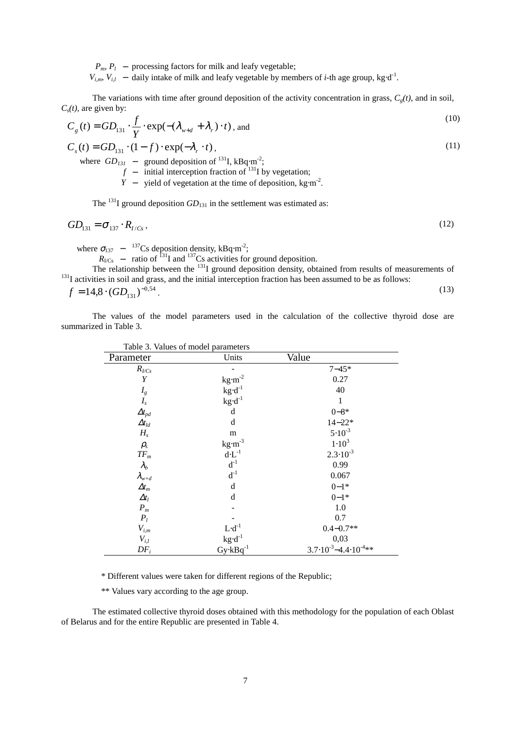$P_m$, $P_l$ – processing factors for milk and leafy vegetable;

$V_{i,m}$, $V_{i,l}$ – daily intake of milk and leafy vegetable by members of *i*-th age group, $kg \cdot d^{-1}$.

The variations with time after ground deposition of the activity concentration in grass, $C_g(t)$, and in soil, $C_s(t)$, are given by:

$$C_g(t) = GD_{131} \cdot \frac{f}{Y} \cdot \exp(-(\lambda_{w+d} + \lambda_r) \cdot t) \text{, and} \tag{10}$$

$$C_s(t) = GD_{131} \cdot (1 - f) \cdot \exp(-\lambda_r \cdot t), \tag{11}$$

where $GD_{131}$ – ground deposition of $^{131}I$, $kBq \cdot m^{-2}$;

$f$ – initial interception fraction of $^{131}I$ by vegetation;

$Y$ – yield of vegetation at the time of deposition, $kg \cdot m^{-2}$.

The $^{131}I$ ground deposition $GD_{131}$ in the settlement was estimated as:

$$GD_{131} = \sigma_{137} \cdot R_{I/Cs}, \tag{12}$$

where $\sigma_{137}$ – $^{137}Cs$ deposition density, $kBq \cdot m^{-2}$;

$R_{I/Cs}$ – ratio of $^{131}I$ and $^{137}Cs$ activities for ground deposition.

The relationship between the $^{131}I$ ground deposition density, obtained from results of measurements of $^{131}I$ activities in soil and grass, and the initial interception fraction has been assumed to be as follows:

$$f = 14{,}8 \cdot (GD_{131})^{-0{,}54}. \tag{13}$$

The values of the model parameters used in the calculation of the collective thyroid dose are summarized in Table 3.

Table 3. Values of model parameters

| Parameter | Units | Value |
|---|---|---|
| $R_{I/Cs}$ | - | 7–45* |
| $Y$ | $kg \cdot m^{-2}$ | 0.27 |
| $I_g$ | $kg \cdot d^{-1}$ | 40 |
| $I_s$ | $kg \cdot d^{-1}$ | 1 |
| $\Delta t_{pd}$ | d | 0–8* |
| $\Delta t_{ld}$ | d | 14–22* |
| $H_s$ | m | $5 \cdot 10^{-3}$ |
| $\rho_s$ | $kg \cdot m^{-3}$ | $1 \cdot 10^{3}$ |
| $TF_m$ | $d \cdot L^{-1}$ | $2.3 \cdot 10^{-3}$ |
| $\lambda_b$ | $d^{-1}$ | 0.99 |
| $\lambda_{w+d}$ | $d^{-1}$ | 0.067 |
| $\Delta t_m$ | d | 0–1* |
| $\Delta t_l$ | d | 0–1* |
| $P_m$ | - | 1.0 |
| $P_l$ | - | 0.7 |
| $V_{i,m}$ | $L \cdot d^{-1}$ | 0.4–0.7** |
| $V_{i,l}$ | $kg \cdot d^{-1}$ | 0,03 |
| $DF_i$ | $Gy \cdot kBq^{-1}$ | $3.7 \cdot 10^{-3}$–$4.4 \cdot 10^{-4}$** |

\* Different values were taken for different regions of the Republic;

\*\* Values vary according to the age group.

The estimated collective thyroid doses obtained with this methodology for the population of each Oblast of Belarus and for the entire Republic are presented in Table 4.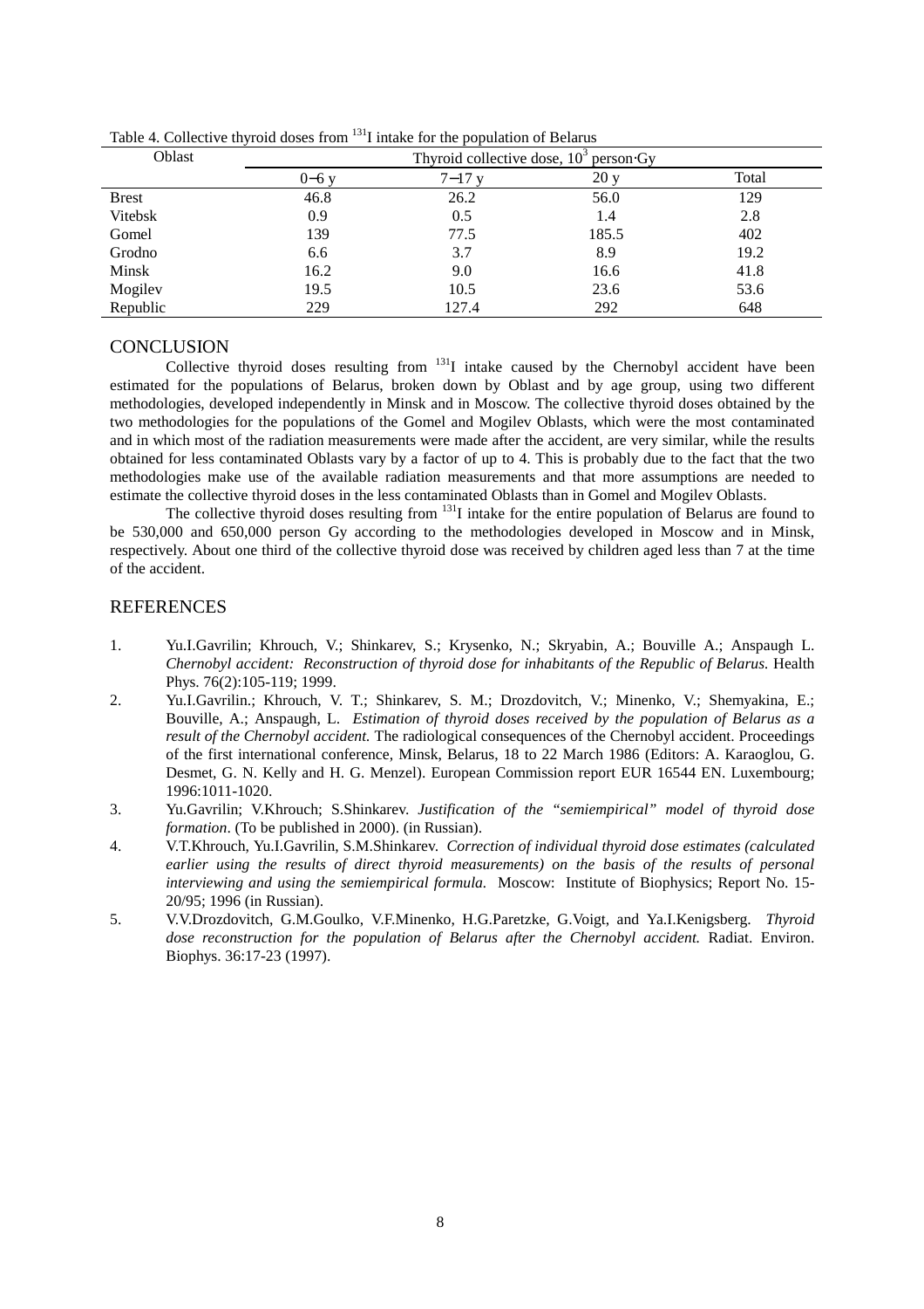Table 4. Collective thyroid doses from $^{131}$I intake for the population of Belarus

| Oblast | Thyroid collective dose, $10^3$ person·Gy | | | |
|---|---|---|---|---|
| | 0−6 y | 7−17 y | 20 y | Total |
| Brest | 46.8 | 26.2 | 56.0 | 129 |
| Vitebsk | 0.9 | 0.5 | 1.4 | 2.8 |
| Gomel | 139 | 77.5 | 185.5 | 402 |
| Grodno | 6.6 | 3.7 | 8.9 | 19.2 |
| Minsk | 16.2 | 9.0 | 16.6 | 41.8 |
| Mogilev | 19.5 | 10.5 | 23.6 | 53.6 |
| Republic | 229 | 127.4 | 292 | 648 |

## CONCLUSION

Collective thyroid doses resulting from $^{131}$I intake caused by the Chernobyl accident have been estimated for the populations of Belarus, broken down by Oblast and by age group, using two different methodologies, developed independently in Minsk and in Moscow. The collective thyroid doses obtained by the two methodologies for the populations of the Gomel and Mogilev Oblasts, which were the most contaminated and in which most of the radiation measurements were made after the accident, are very similar, while the results obtained for less contaminated Oblasts vary by a factor of up to 4. This is probably due to the fact that the two methodologies make use of the available radiation measurements and that more assumptions are needed to estimate the collective thyroid doses in the less contaminated Oblasts than in Gomel and Mogilev Oblasts.

The collective thyroid doses resulting from $^{131}$I intake for the entire population of Belarus are found to be 530,000 and 650,000 person Gy according to the methodologies developed in Moscow and in Minsk, respectively. About one third of the collective thyroid dose was received by children aged less than 7 at the time of the accident.

## REFERENCES

1. Yu.I.Gavrilin; Khrouch, V.; Shinkarev, S.; Krysenko, N.; Skryabin, A.; Bouville A.; Anspaugh L. *Chernobyl accident: Reconstruction of thyroid dose for inhabitants of the Republic of Belarus.* Health Phys. 76(2):105-119; 1999.
2. Yu.I.Gavrilin.; Khrouch, V. T.; Shinkarev, S. M.; Drozdovitch, V.; Minenko, V.; Shemyakina, E.; Bouville, A.; Anspaugh, L. *Estimation of thyroid doses received by the population of Belarus as a result of the Chernobyl accident.* The radiological consequences of the Chernobyl accident. Proceedings of the first international conference, Minsk, Belarus, 18 to 22 March 1986 (Editors: A. Karaoglou, G. Desmet, G. N. Kelly and H. G. Menzel). European Commission report EUR 16544 EN. Luxembourg; 1996:1011-1020.
3. Yu.Gavrilin; V.Khrouch; S.Shinkarev. *Justification of the "semiempirical" model of thyroid dose formation*. (To be published in 2000). (in Russian).
4. V.T.Khrouch, Yu.I.Gavrilin, S.M.Shinkarev. *Correction of individual thyroid dose estimates (calculated earlier using the results of direct thyroid measurements) on the basis of the results of personal interviewing and using the semiempirical formula.* Moscow: Institute of Biophysics; Report No. 15-20/95; 1996 (in Russian).
5. V.V.Drozdovitch, G.M.Goulko, V.F.Minenko, H.G.Paretzke, G.Voigt, and Ya.I.Kenigsberg. *Thyroid dose reconstruction for the population of Belarus after the Chernobyl accident.* Radiat. Environ. Biophys. 36:17-23 (1997).